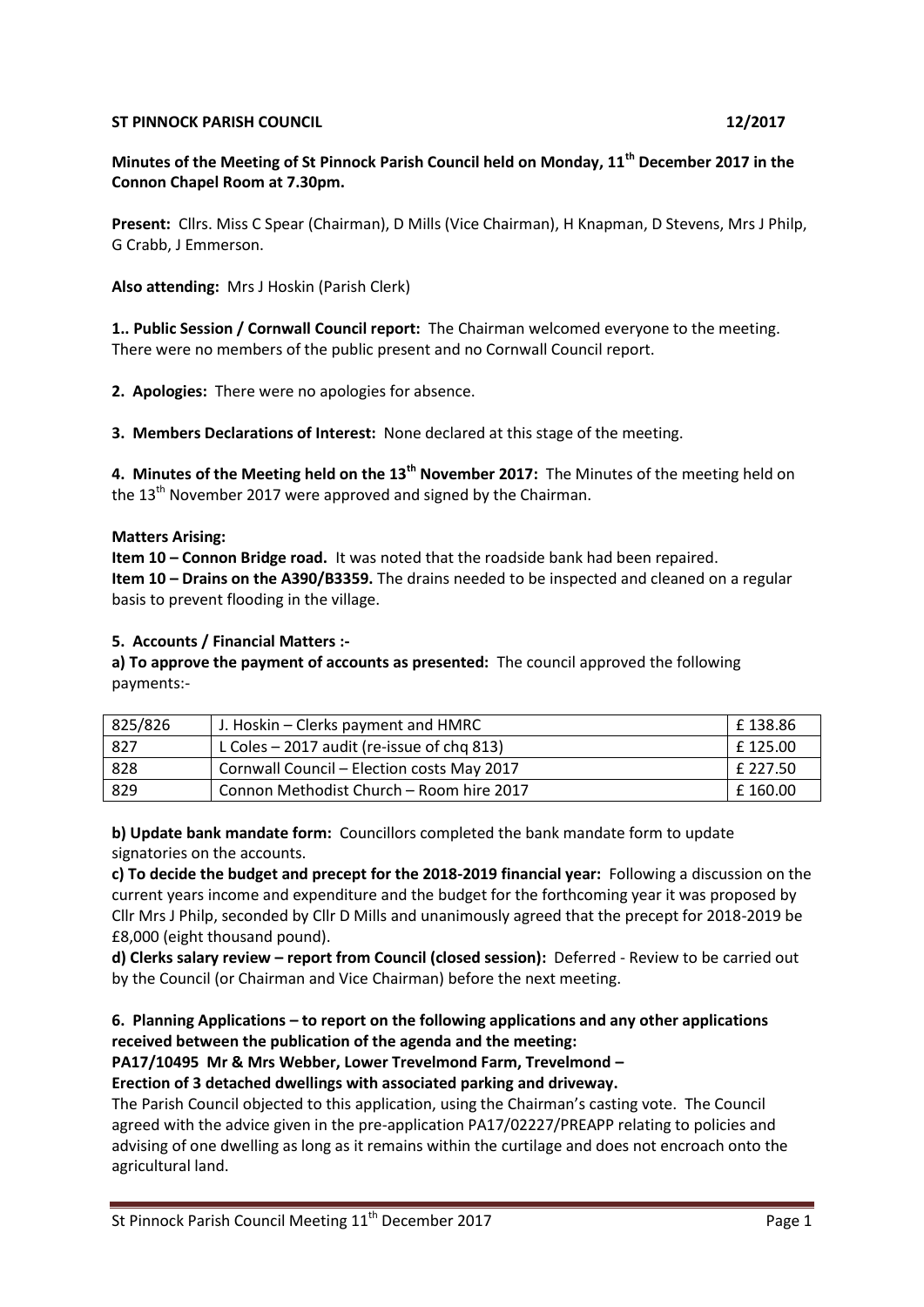**ST PINNOCK PARISH COUNCIL 12/2017**

**Minutes of the Meeting of St Pinnock Parish Council held on Monday, 11th December 2017 in the Connon Chapel Room at 7.30pm.**

**Present:** Cllrs. Miss C Spear (Chairman), D Mills (Vice Chairman), H Knapman, D Stevens, Mrs J Philp, G Crabb, J Emmerson.

**Also attending:** Mrs J Hoskin (Parish Clerk)

**1.. Public Session / Cornwall Council report:** The Chairman welcomed everyone to the meeting. There were no members of the public present and no Cornwall Council report.

**2. Apologies:** There were no apologies for absence.

**3. Members Declarations of Interest:** None declared at this stage of the meeting.

**4. Minutes of the Meeting held on the 13th November 2017:** The Minutes of the meeting held on the 13th November 2017 were approved and signed by the Chairman.

**Matters Arising:**

**Item 10 – Connon Bridge road.** It was noted that the roadside bank had been repaired.

**Item 10 – Drains on the A390/B3359.** The drains needed to be inspected and cleaned on a regular basis to prevent flooding in the village.

**5. Accounts / Financial Matters :-**

**a) To approve the payment of accounts as presented:** The council approved the following payments:-

| 825/826 | J. Hoskin – Clerks payment and HMRC | £ 138.86 |
|---|---|---|
| 827 | L Coles – 2017 audit (re-issue of chq 813) | £ 125.00 |
| 828 | Cornwall Council – Election costs May 2017 | £ 227.50 |
| 829 | Connon Methodist Church – Room hire 2017 | £ 160.00 |

**b) Update bank mandate form:** Councillors completed the bank mandate form to update signatories on the accounts.

**c) To decide the budget and precept for the 2018-2019 financial year:** Following a discussion on the current years income and expenditure and the budget for the forthcoming year it was proposed by Cllr Mrs J Philp, seconded by Cllr D Mills and unanimously agreed that the precept for 2018-2019 be £8,000 (eight thousand pound).

**d) Clerks salary review – report from Council (closed session):** Deferred - Review to be carried out by the Council (or Chairman and Vice Chairman) before the next meeting.

**6. Planning Applications – to report on the following applications and any other applications received between the publication of the agenda and the meeting:**

**PA17/10495 Mr & Mrs Webber, Lower Trevelmond Farm, Trevelmond –**

**Erection of 3 detached dwellings with associated parking and driveway.**

The Parish Council objected to this application, using the Chairman's casting vote. The Council agreed with the advice given in the pre-application PA17/02227/PREAPP relating to policies and advising of one dwelling as long as it remains within the curtilage and does not encroach onto the agricultural land.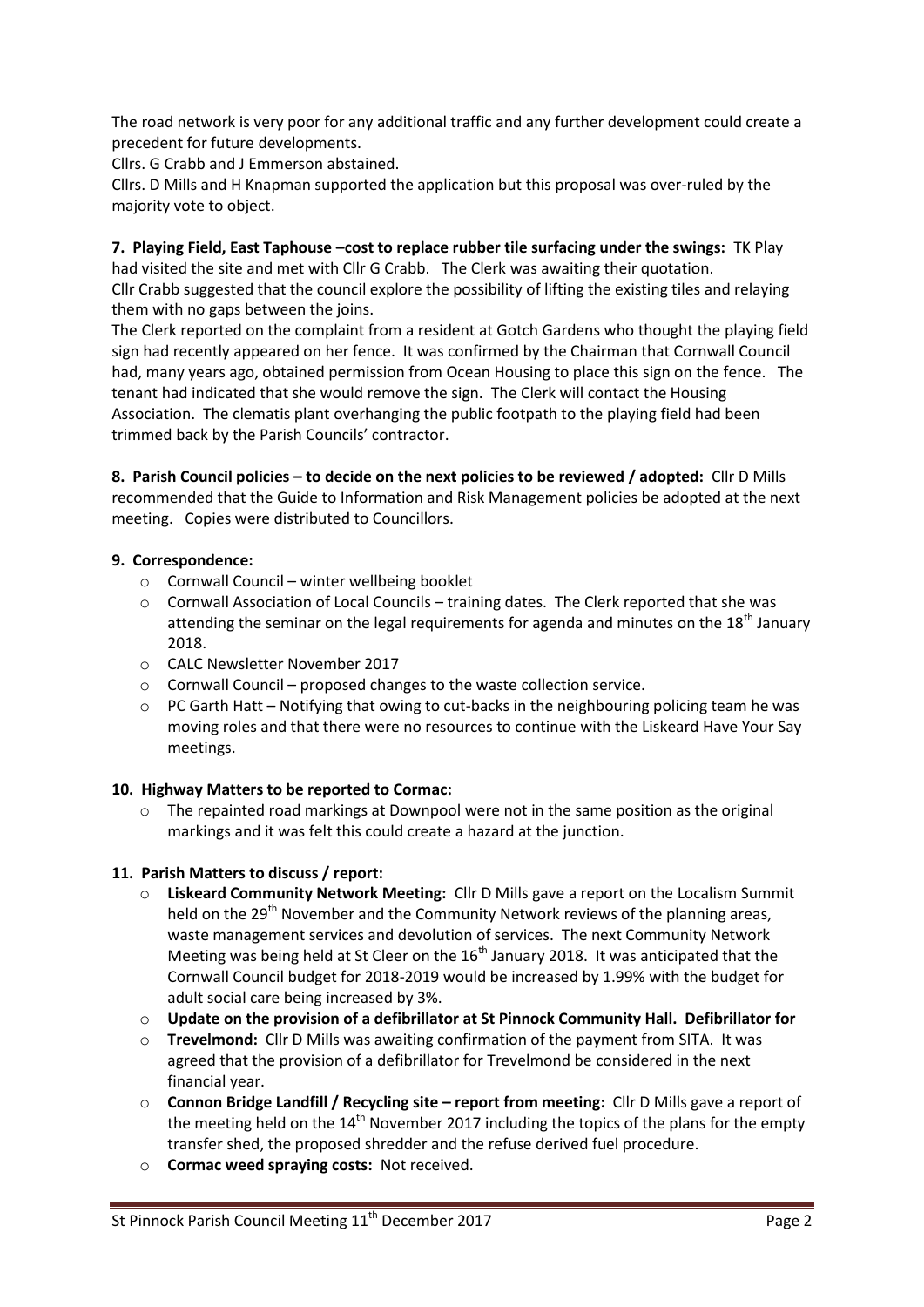The road network is very poor for any additional traffic and any further development could create a precedent for future developments.

Cllrs. G Crabb and J Emmerson abstained.

Cllrs. D Mills and H Knapman supported the application but this proposal was over-ruled by the majority vote to object.

**7. Playing Field, East Taphouse –cost to replace rubber tile surfacing under the swings:** TK Play had visited the site and met with Cllr G Crabb. The Clerk was awaiting their quotation. Cllr Crabb suggested that the council explore the possibility of lifting the existing tiles and relaying them with no gaps between the joins.

The Clerk reported on the complaint from a resident at Gotch Gardens who thought the playing field sign had recently appeared on her fence. It was confirmed by the Chairman that Cornwall Council had, many years ago, obtained permission from Ocean Housing to place this sign on the fence. The tenant had indicated that she would remove the sign. The Clerk will contact the Housing Association. The clematis plant overhanging the public footpath to the playing field had been trimmed back by the Parish Councils' contractor.

**8. Parish Council policies – to decide on the next policies to be reviewed / adopted:** Cllr D Mills recommended that the Guide to Information and Risk Management policies be adopted at the next meeting. Copies were distributed to Councillors.

**9. Correspondence:**

- Cornwall Council – winter wellbeing booklet
- Cornwall Association of Local Councils – training dates. The Clerk reported that she was attending the seminar on the legal requirements for agenda and minutes on the 18th January 2018.
- CALC Newsletter November 2017
- Cornwall Council – proposed changes to the waste collection service.
- PC Garth Hatt – Notifying that owing to cut-backs in the neighbouring policing team he was moving roles and that there were no resources to continue with the Liskeard Have Your Say meetings.

**10. Highway Matters to be reported to Cormac:**

- The repainted road markings at Downpool were not in the same position as the original markings and it was felt this could create a hazard at the junction.

**11. Parish Matters to discuss / report:**

- **Liskeard Community Network Meeting:** Cllr D Mills gave a report on the Localism Summit held on the 29th November and the Community Network reviews of the planning areas, waste management services and devolution of services. The next Community Network Meeting was being held at St Cleer on the 16th January 2018. It was anticipated that the Cornwall Council budget for 2018-2019 would be increased by 1.99% with the budget for adult social care being increased by 3%.
- **Update on the provision of a defibrillator at St Pinnock Community Hall. Defibrillator for**
- **Trevelmond:** Cllr D Mills was awaiting confirmation of the payment from SITA. It was agreed that the provision of a defibrillator for Trevelmond be considered in the next financial year.
- **Connon Bridge Landfill / Recycling site – report from meeting:** Cllr D Mills gave a report of the meeting held on the 14th November 2017 including the topics of the plans for the empty transfer shed, the proposed shredder and the refuse derived fuel procedure.
- **Cormac weed spraying costs:** Not received.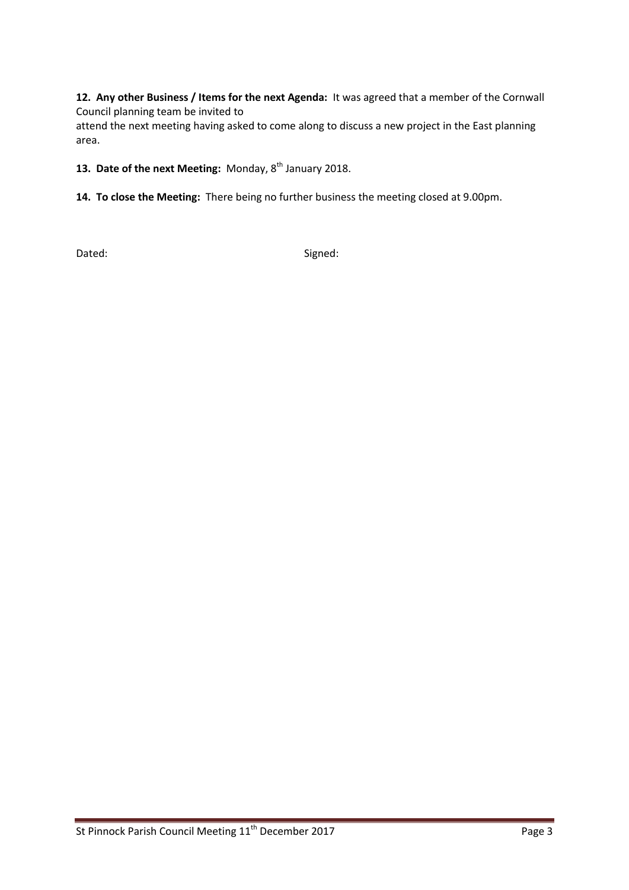**12. Any other Business / Items for the next Agenda:** It was agreed that a member of the Cornwall Council planning team be invited to
attend the next meeting having asked to come along to discuss a new project in the East planning area.

**13. Date of the next Meeting:** Monday, 8th January 2018.

**14. To close the Meeting:** There being no further business the meeting closed at 9.00pm.

Dated: Signed: